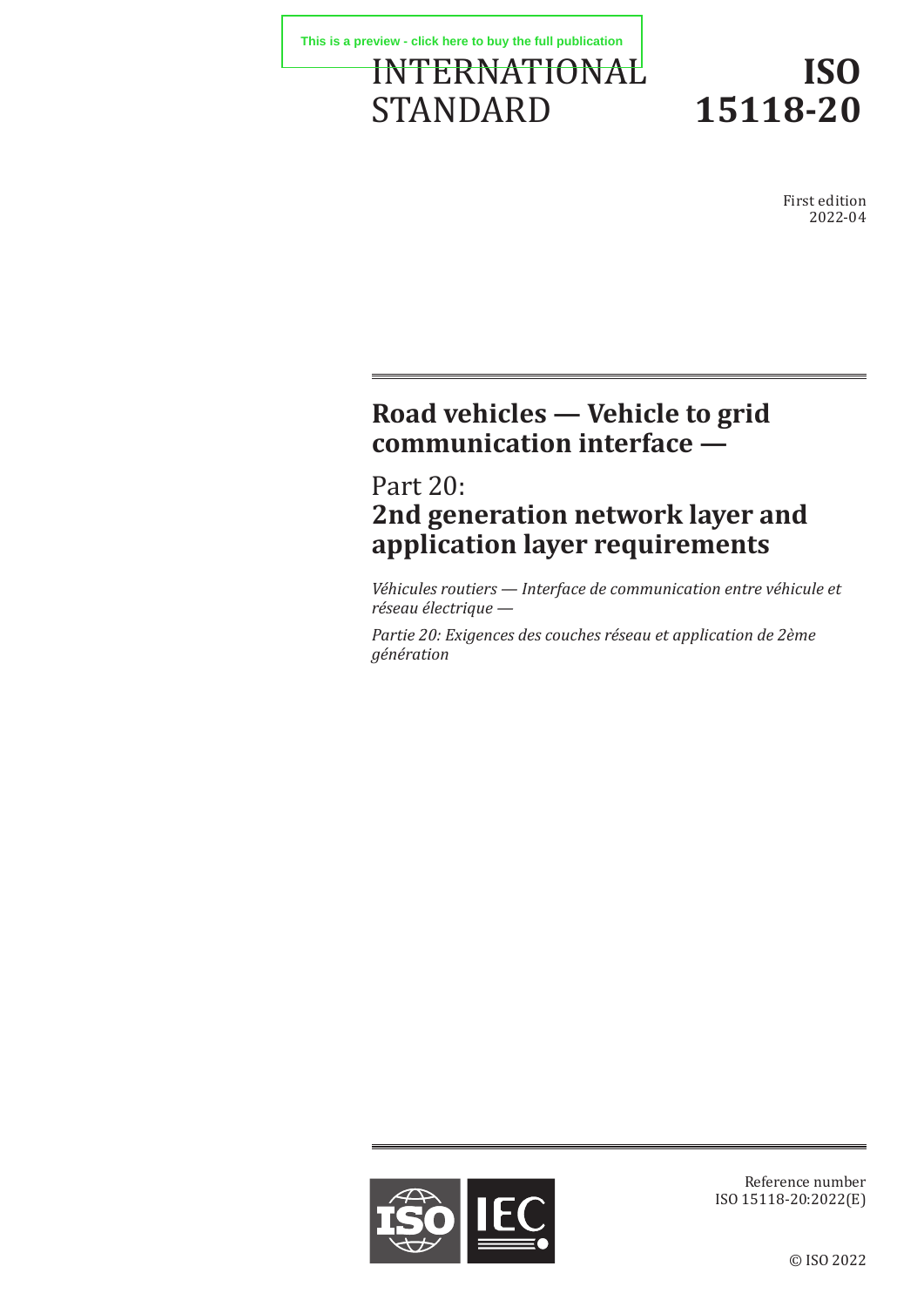This is a preview - click here to buy the full publication

INTERNATIONAL STANDARD

# ISO 15118-20

First edition
2022-04

# Road vehicles — Vehicle to grid communication interface —

## Part 20:
## 2nd generation network layer and application layer requirements

*Véhicules routiers — Interface de communication entre véhicule et réseau électrique —*

*Partie 20: Exigences des couches réseau et application de 2ème génération*

Reference number
ISO 15118-20:2022(E)

© ISO 2022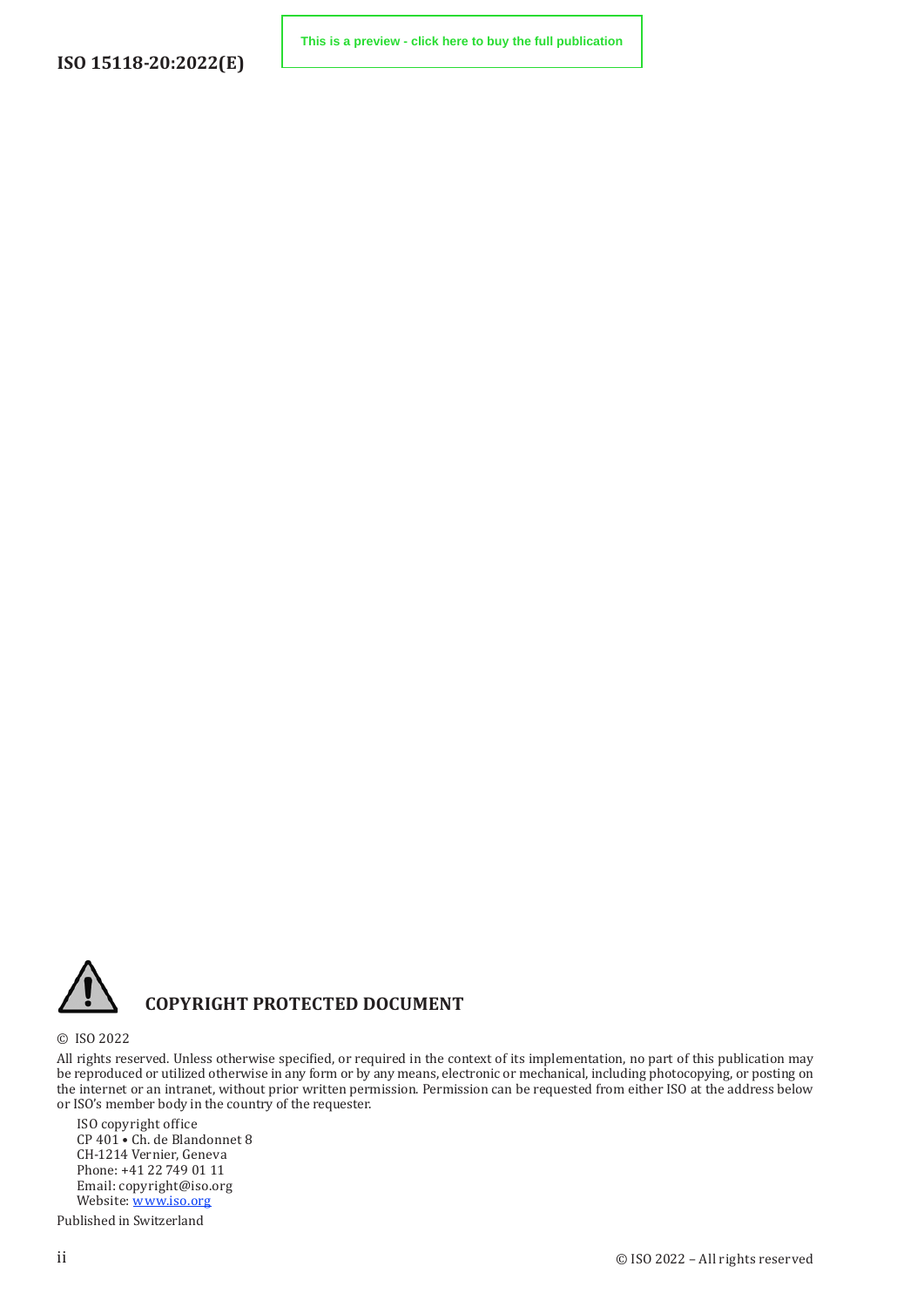**COPYRIGHT PROTECTED DOCUMENT**

© ISO 2022

All rights reserved. Unless otherwise specified, or required in the context of its implementation, no part of this publication may be reproduced or utilized otherwise in any form or by any means, electronic or mechanical, including photocopying, or posting on the internet or an intranet, without prior written permission. Permission can be requested from either ISO at the address below or ISO's member body in the country of the requester.

ISO copyright office
CP 401 • Ch. de Blandonnet 8
CH-1214 Vernier, Geneva
Phone: +41 22 749 01 11
Email: copyright@iso.org
Website: www.iso.org

Published in Switzerland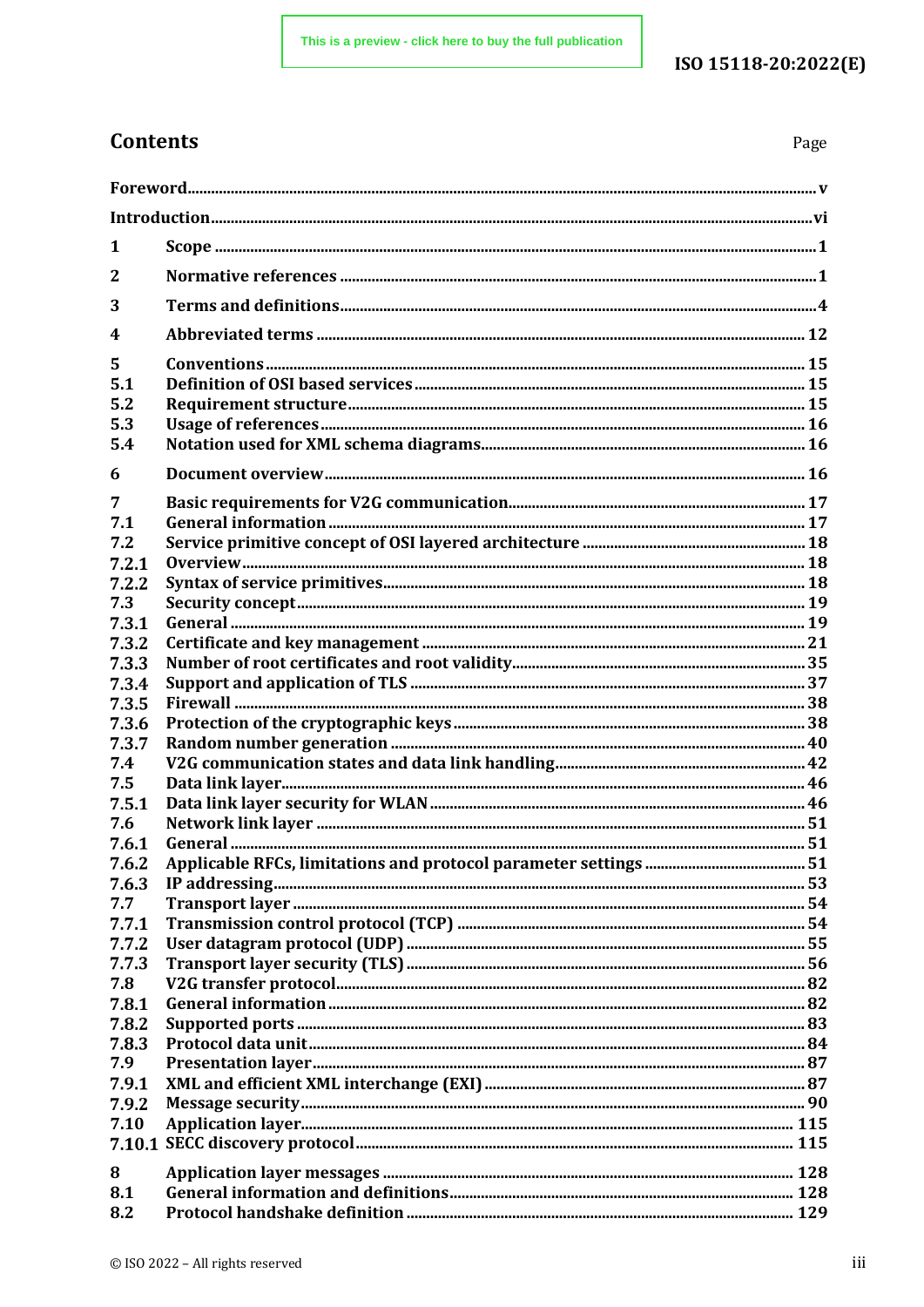# Contents

Page

| | | |
|---|---|---|
| **Foreword** | | **v** |
| **Introduction** | | **vi** |
| **1** | **Scope** | **1** |
| **2** | **Normative references** | **1** |
| **3** | **Terms and definitions** | **4** |
| **4** | **Abbreviated terms** | **12** |
| **5** | **Conventions** | **15** |
| **5.1** | **Definition of OSI based services** | **15** |
| **5.2** | **Requirement structure** | **15** |
| **5.3** | **Usage of references** | **16** |
| **5.4** | **Notation used for XML schema diagrams** | **16** |
| **6** | **Document overview** | **16** |
| **7** | **Basic requirements for V2G communication** | **17** |
| **7.1** | **General information** | **17** |
| **7.2** | **Service primitive concept of OSI layered architecture** | **18** |
| **7.2.1** | **Overview** | **18** |
| **7.2.2** | **Syntax of service primitives** | **18** |
| **7.3** | **Security concept** | **19** |
| **7.3.1** | **General** | **19** |
| **7.3.2** | **Certificate and key management** | **21** |
| **7.3.3** | **Number of root certificates and root validity** | **35** |
| **7.3.4** | **Support and application of TLS** | **37** |
| **7.3.5** | **Firewall** | **38** |
| **7.3.6** | **Protection of the cryptographic keys** | **38** |
| **7.3.7** | **Random number generation** | **40** |
| **7.4** | **V2G communication states and data link handling** | **42** |
| **7.5** | **Data link layer** | **46** |
| **7.5.1** | **Data link layer security for WLAN** | **46** |
| **7.6** | **Network link layer** | **51** |
| **7.6.1** | **General** | **51** |
| **7.6.2** | **Applicable RFCs, limitations and protocol parameter settings** | **51** |
| **7.6.3** | **IP addressing** | **53** |
| **7.7** | **Transport layer** | **54** |
| **7.7.1** | **Transmission control protocol (TCP)** | **54** |
| **7.7.2** | **User datagram protocol (UDP)** | **55** |
| **7.7.3** | **Transport layer security (TLS)** | **56** |
| **7.8** | **V2G transfer protocol** | **82** |
| **7.8.1** | **General information** | **82** |
| **7.8.2** | **Supported ports** | **83** |
| **7.8.3** | **Protocol data unit** | **84** |
| **7.9** | **Presentation layer** | **87** |
| **7.9.1** | **XML and efficient XML interchange (EXI)** | **87** |
| **7.9.2** | **Message security** | **90** |
| **7.10** | **Application layer** | **115** |
| **7.10.1** | **SECC discovery protocol** | **115** |
| **8** | **Application layer messages** | **128** |
| **8.1** | **General information and definitions** | **128** |
| **8.2** | **Protocol handshake definition** | **129** |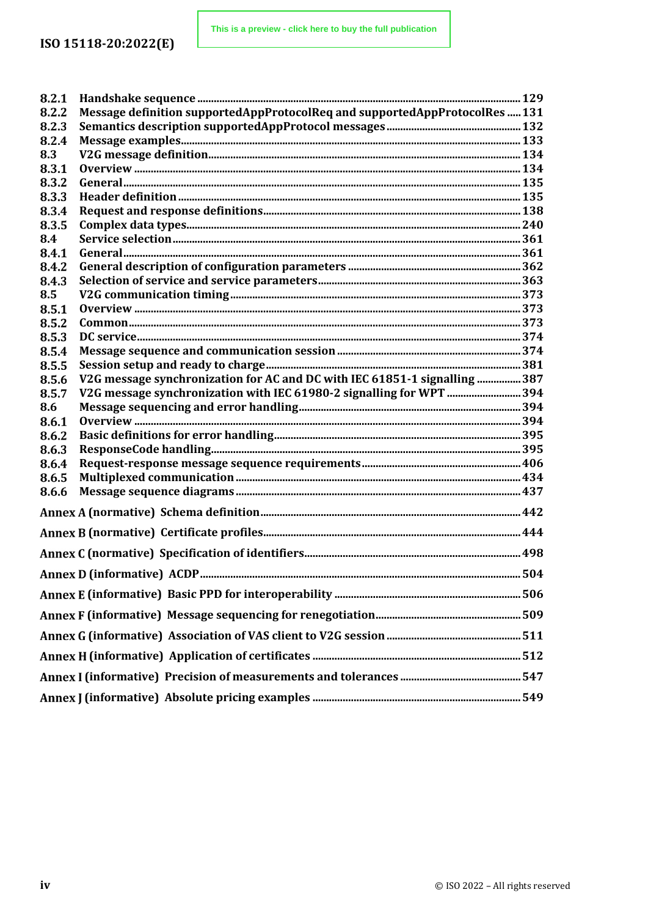8.2.1 Handshake sequence ........................................................................................................ 129
8.2.2 Message definition supportedAppProtocolReq and supportedAppProtocolRes ..... 131
8.2.3 Semantics description supportedAppProtocol messages ................................................ 132
8.2.4 Message examples.............................................................................................................. 133
8.3 V2G message definition.......................................................................................................... 134
8.3.1 Overview ............................................................................................................................... 134
8.3.2 General.................................................................................................................................. 135
8.3.3 Header definition ................................................................................................................ 135
8.3.4 Request and response definitions................................................................................. 138
8.3.5 Complex data types............................................................................................................ 240
8.4 Service selection..................................................................................................................... 361
8.4.1 General.................................................................................................................................. 361
8.4.2 General description of configuration parameters ........................................................ 362
8.4.3 Selection of service and service parameters............................................................... 363
8.5 V2G communication timing.................................................................................................... 373
8.5.1 Overview ............................................................................................................................... 373
8.5.2 Common................................................................................................................................. 373
8.5.3 DC service............................................................................................................................. 374
8.5.4 Message sequence and communication session .......................................................... 374
8.5.5 Session setup and ready to charge.................................................................................. 381
8.5.6 V2G message synchronization for AC and DC with IEC 61851-1 signalling ................ 387
8.5.7 V2G message synchronization with IEC 61980-2 signalling for WPT .......................... 394
8.6 Message sequencing and error handling.............................................................................. 394
8.6.1 Overview ............................................................................................................................... 394
8.6.2 Basic definitions for error handling................................................................................. 395
8.6.3 ResponseCode handling...................................................................................................... 395
8.6.4 Request-response message sequence requirements.................................................... 406
8.6.5 Multiplexed communication ............................................................................................... 434
8.6.6 Message sequence diagrams ............................................................................................ 437

Annex A (normative) Schema definition............................................................................................ 442

Annex B (normative) Certificate profiles........................................................................................... 444

Annex C (normative) Specification of identifiers............................................................................. 498

Annex D (informative) ACDP.................................................................................................................. 504

Annex E (informative) Basic PPD for interoperability ..................................................................... 506

Annex F (informative) Message sequencing for renegotiation...................................................... 509

Annex G (informative) Association of VAS client to V2G session ................................................. 511

Annex H (informative) Application of certificates ........................................................................... 512

Annex I (informative) Precision of measurements and tolerances ............................................... 547

Annex J (informative) Absolute pricing examples ........................................................................... 549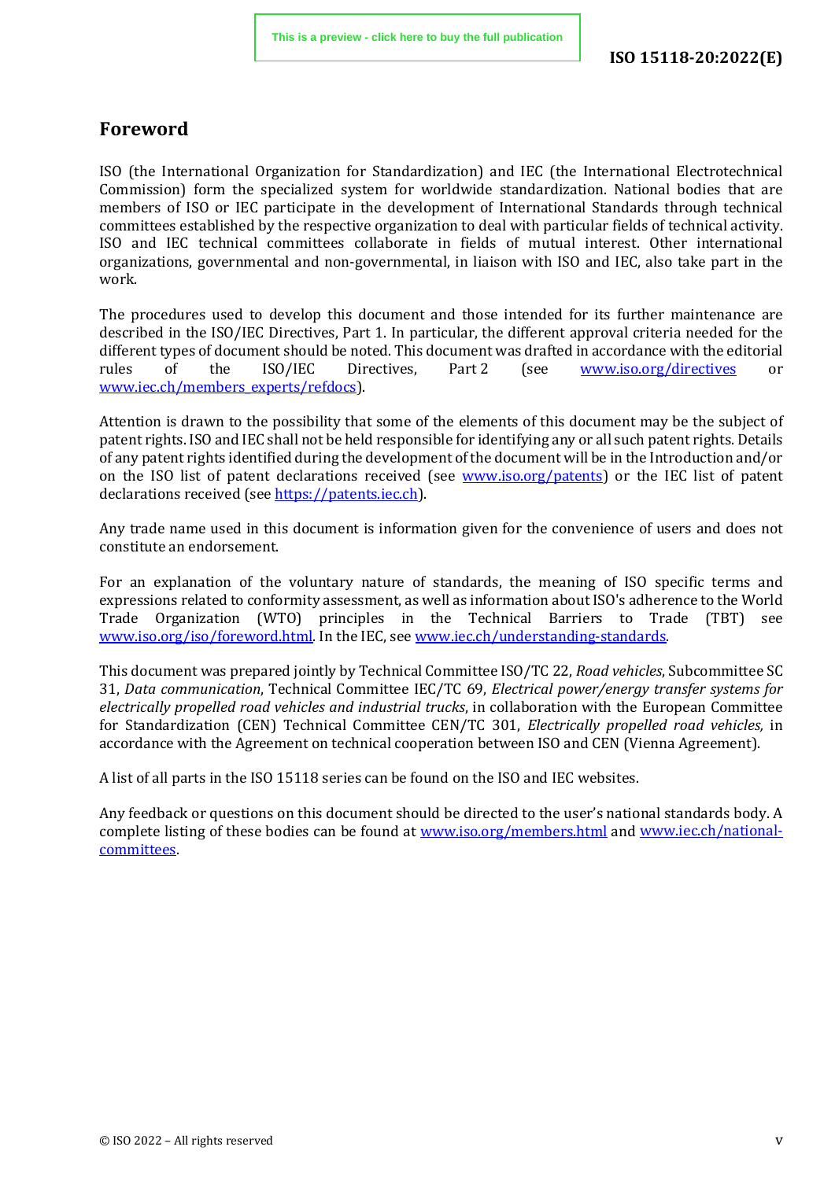# Foreword

ISO (the International Organization for Standardization) and IEC (the International Electrotechnical Commission) form the specialized system for worldwide standardization. National bodies that are members of ISO or IEC participate in the development of International Standards through technical committees established by the respective organization to deal with particular fields of technical activity. ISO and IEC technical committees collaborate in fields of mutual interest. Other international organizations, governmental and non-governmental, in liaison with ISO and IEC, also take part in the work.

The procedures used to develop this document and those intended for its further maintenance are described in the ISO/IEC Directives, Part 1. In particular, the different approval criteria needed for the different types of document should be noted. This document was drafted in accordance with the editorial rules of the ISO/IEC Directives, Part 2 (see www.iso.org/directives or www.iec.ch/members_experts/refdocs).

Attention is drawn to the possibility that some of the elements of this document may be the subject of patent rights. ISO and IEC shall not be held responsible for identifying any or all such patent rights. Details of any patent rights identified during the development of the document will be in the Introduction and/or on the ISO list of patent declarations received (see www.iso.org/patents) or the IEC list of patent declarations received (see https://patents.iec.ch).

Any trade name used in this document is information given for the convenience of users and does not constitute an endorsement.

For an explanation of the voluntary nature of standards, the meaning of ISO specific terms and expressions related to conformity assessment, as well as information about ISO's adherence to the World Trade Organization (WTO) principles in the Technical Barriers to Trade (TBT) see www.iso.org/iso/foreword.html. In the IEC, see www.iec.ch/understanding-standards.

This document was prepared jointly by Technical Committee ISO/TC 22, *Road vehicles*, Subcommittee SC 31, *Data communication*, Technical Committee IEC/TC 69, *Electrical power/energy transfer systems for electrically propelled road vehicles and industrial trucks*, in collaboration with the European Committee for Standardization (CEN) Technical Committee CEN/TC 301, *Electrically propelled road vehicles,* in accordance with the Agreement on technical cooperation between ISO and CEN (Vienna Agreement).

A list of all parts in the ISO 15118 series can be found on the ISO and IEC websites.

Any feedback or questions on this document should be directed to the user's national standards body. A complete listing of these bodies can be found at www.iso.org/members.html and www.iec.ch/national-committees.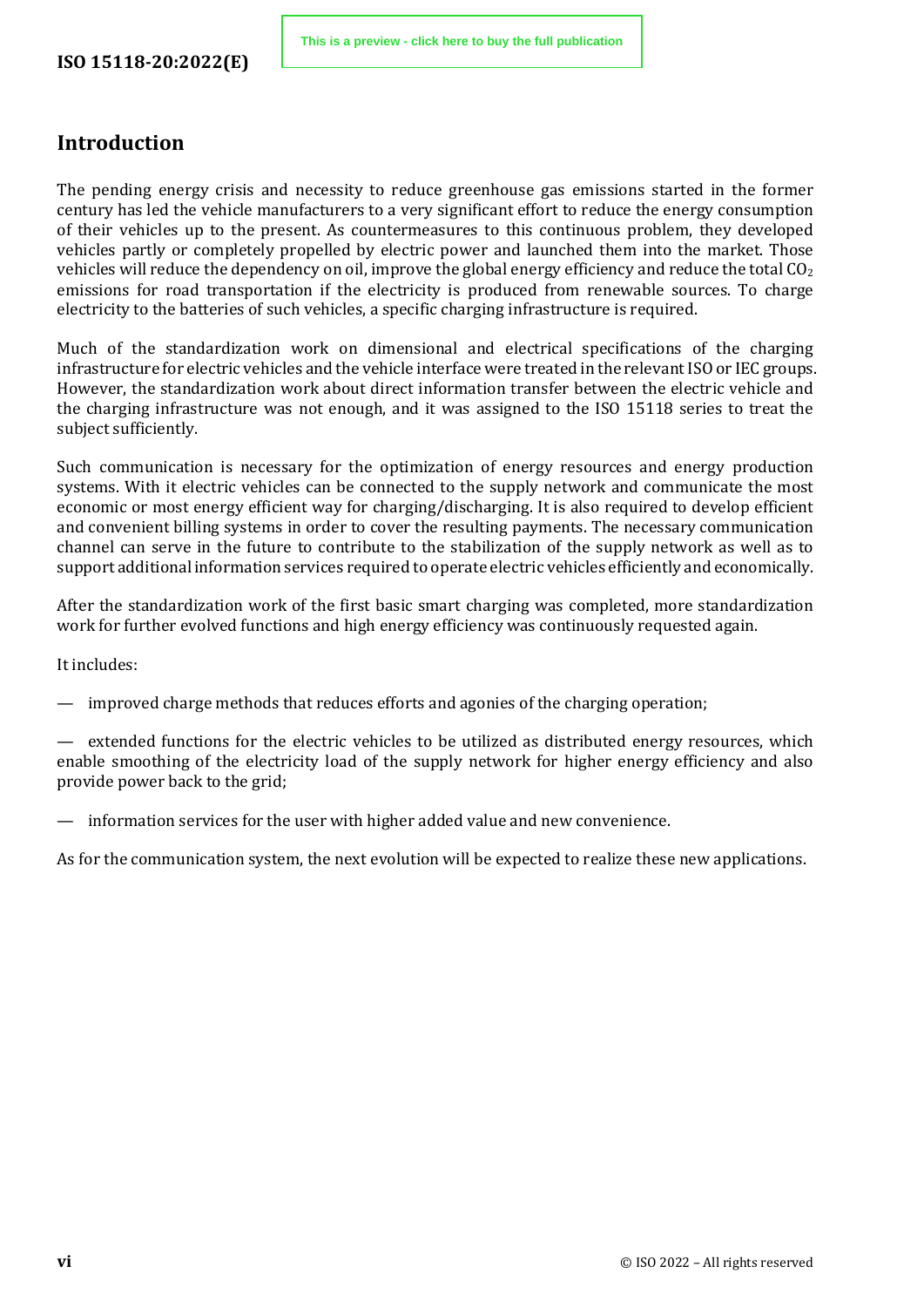## Introduction

The pending energy crisis and necessity to reduce greenhouse gas emissions started in the former century has led the vehicle manufacturers to a very significant effort to reduce the energy consumption of their vehicles up to the present. As countermeasures to this continuous problem, they developed vehicles partly or completely propelled by electric power and launched them into the market. Those vehicles will reduce the dependency on oil, improve the global energy efficiency and reduce the total $CO_2$ emissions for road transportation if the electricity is produced from renewable sources. To charge electricity to the batteries of such vehicles, a specific charging infrastructure is required.

Much of the standardization work on dimensional and electrical specifications of the charging infrastructure for electric vehicles and the vehicle interface were treated in the relevant ISO or IEC groups. However, the standardization work about direct information transfer between the electric vehicle and the charging infrastructure was not enough, and it was assigned to the ISO 15118 series to treat the subject sufficiently.

Such communication is necessary for the optimization of energy resources and energy production systems. With it electric vehicles can be connected to the supply network and communicate the most economic or most energy efficient way for charging/discharging. It is also required to develop efficient and convenient billing systems in order to cover the resulting payments. The necessary communication channel can serve in the future to contribute to the stabilization of the supply network as well as to support additional information services required to operate electric vehicles efficiently and economically.

After the standardization work of the first basic smart charging was completed, more standardization work for further evolved functions and high energy efficiency was continuously requested again.

It includes:

— improved charge methods that reduces efforts and agonies of the charging operation;

— extended functions for the electric vehicles to be utilized as distributed energy resources, which enable smoothing of the electricity load of the supply network for higher energy efficiency and also provide power back to the grid;

— information services for the user with higher added value and new convenience.

As for the communication system, the next evolution will be expected to realize these new applications.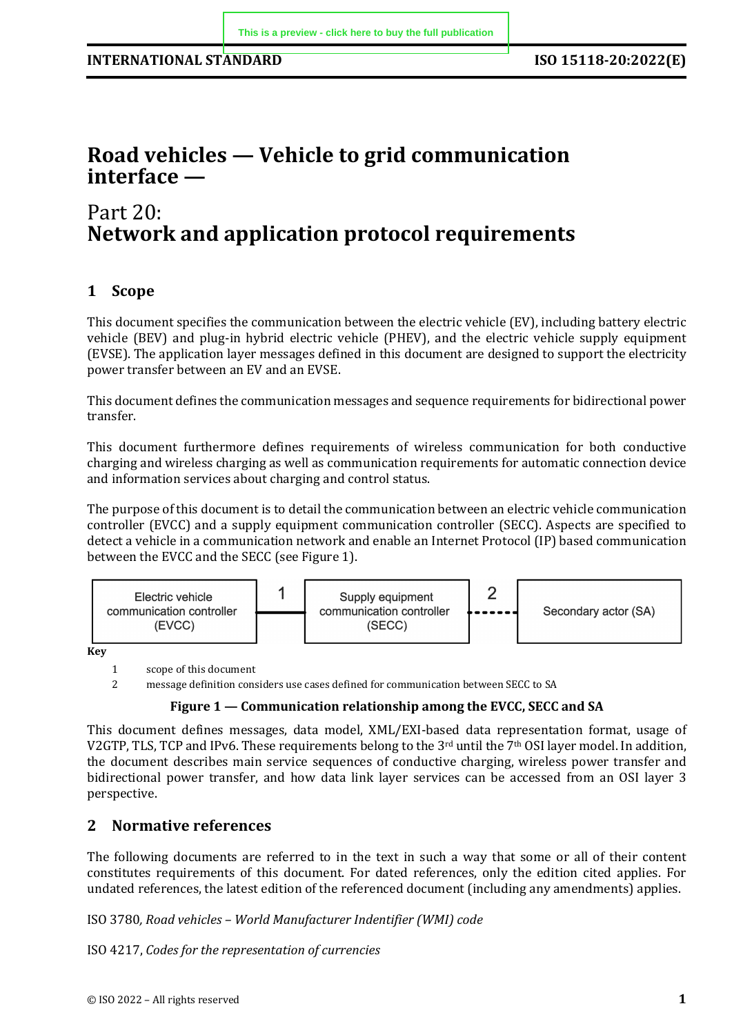# Road vehicles — Vehicle to grid communication interface —

## Part 20:
## Network and application protocol requirements

## 1 Scope

This document specifies the communication between the electric vehicle (EV), including battery electric vehicle (BEV) and plug-in hybrid electric vehicle (PHEV), and the electric vehicle supply equipment (EVSE). The application layer messages defined in this document are designed to support the electricity power transfer between an EV and an EVSE.

This document defines the communication messages and sequence requirements for bidirectional power transfer.

This document furthermore defines requirements of wireless communication for both conductive charging and wireless charging as well as communication requirements for automatic connection device and information services about charging and control status.

The purpose of this document is to detail the communication between an electric vehicle communication controller (EVCC) and a supply equipment communication controller (SECC). Aspects are specified to detect a vehicle in a communication network and enable an Internet Protocol (IP) based communication between the EVCC and the SECC (see Figure 1).

Electric vehicle communication controller (EVCC) —1— Supply equipment communication controller (SECC) - - 2 - - Secondary actor (SA)

**Key**

1 scope of this document

2 message definition considers use cases defined for communication between SECC to SA

**Figure 1 — Communication relationship among the EVCC, SECC and SA**

This document defines messages, data model, XML/EXI-based data representation format, usage of V2GTP, TLS, TCP and IPv6. These requirements belong to the 3rd until the 7th OSI layer model. In addition, the document describes main service sequences of conductive charging, wireless power transfer and bidirectional power transfer, and how data link layer services can be accessed from an OSI layer 3 perspective.

## 2 Normative references

The following documents are referred to in the text in such a way that some or all of their content constitutes requirements of this document. For dated references, only the edition cited applies. For undated references, the latest edition of the referenced document (including any amendments) applies.

ISO 3780*, Road vehicles – World Manufacturer Indentifier (WMI) code*

ISO 4217, *Codes for the representation of currencies*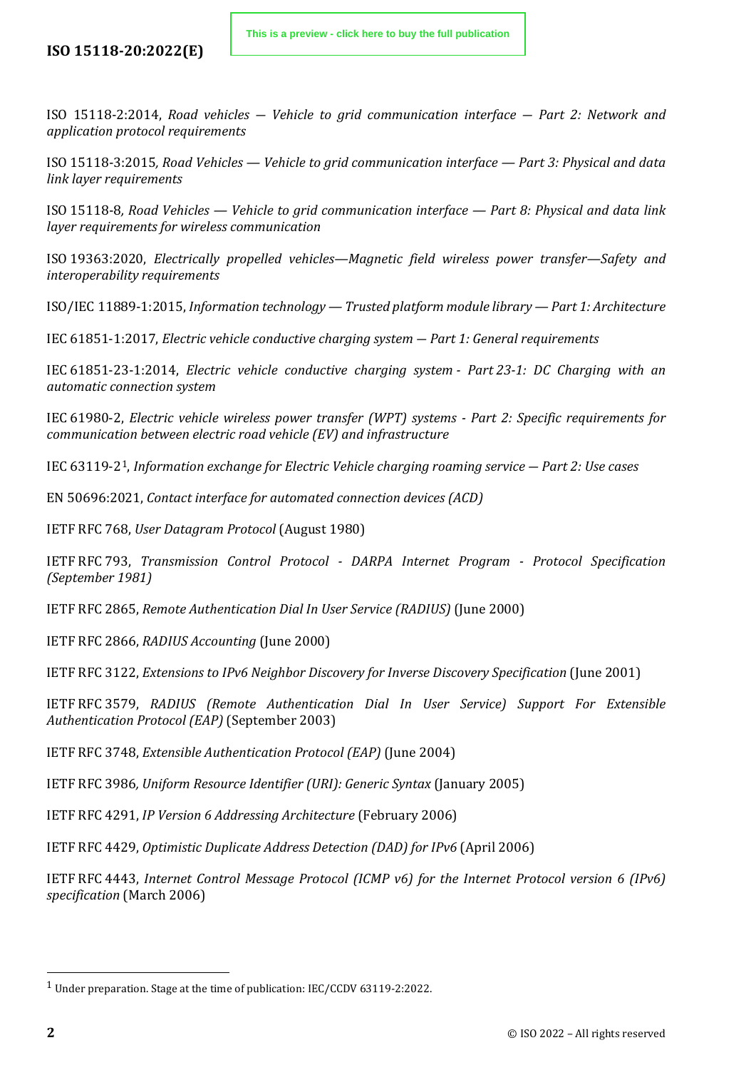ISO 15118-2:2014, *Road vehicles — Vehicle to grid communication interface — Part 2: Network and application protocol requirements*

ISO 15118-3:2015*, Road Vehicles — Vehicle to grid communication interface — Part 3: Physical and data link layer requirements*

ISO 15118-8*, Road Vehicles — Vehicle to grid communication interface — Part 8: Physical and data link layer requirements for wireless communication*

ISO 19363:2020, *Electrically propelled vehicles—Magnetic field wireless power transfer—Safety and interoperability requirements*

ISO/IEC 11889-1:2015, *Information technology — Trusted platform module library — Part 1: Architecture*

IEC 61851-1:2017, *Electric vehicle conductive charging system — Part 1: General requirements*

IEC 61851-23-1:2014, *Electric vehicle conductive charging system - Part 23-1: DC Charging with an automatic connection system*

IEC 61980-2, *Electric vehicle wireless power transfer (WPT) systems - Part 2: Specific requirements for communication between electric road vehicle (EV) and infrastructure*

IEC 63119-2[1], *Information exchange for Electric Vehicle charging roaming service — Part 2: Use cases*

EN 50696:2021, *Contact interface for automated connection devices (ACD)*

IETF RFC 768, *User Datagram Protocol* (August 1980)

IETF RFC 793, *Transmission Control Protocol - DARPA Internet Program - Protocol Specification (September 1981)*

IETF RFC 2865, *Remote Authentication Dial In User Service (RADIUS)* (June 2000)

IETF RFC 2866, *RADIUS Accounting* (June 2000)

IETF RFC 3122, *Extensions to IPv6 Neighbor Discovery for Inverse Discovery Specification* (June 2001)

IETF RFC 3579, *RADIUS (Remote Authentication Dial In User Service) Support For Extensible Authentication Protocol (EAP)* (September 2003)

IETF RFC 3748, *Extensible Authentication Protocol (EAP)* (June 2004)

IETF RFC 3986*, Uniform Resource Identifier (URI): Generic Syntax* (January 2005)

IETF RFC 4291, *IP Version 6 Addressing Architecture* (February 2006)

IETF RFC 4429, *Optimistic Duplicate Address Detection (DAD) for IPv6* (April 2006)

IETF RFC 4443, *Internet Control Message Protocol (ICMP v6) for the Internet Protocol version 6 (IPv6) specification* (March 2006)

---

[1] Under preparation. Stage at the time of publication: IEC/CCDV 63119-2:2022.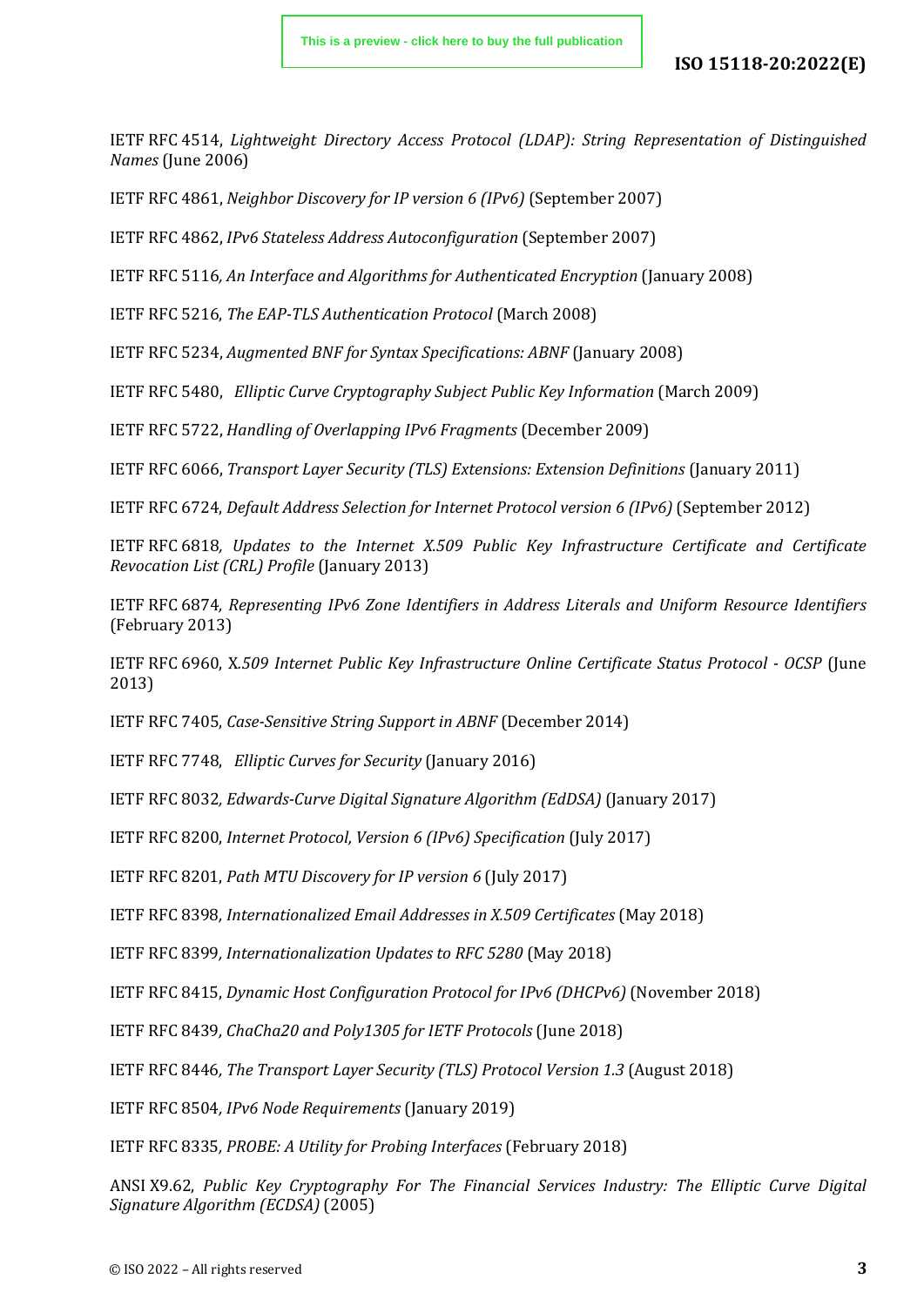IETF RFC 4514, *Lightweight Directory Access Protocol (LDAP): String Representation of Distinguished Names* (June 2006)

IETF RFC 4861, *Neighbor Discovery for IP version 6 (IPv6)* (September 2007)

IETF RFC 4862, *IPv6 Stateless Address Autoconfiguration* (September 2007)

IETF RFC 5116*, An Interface and Algorithms for Authenticated Encryption* (January 2008)

IETF RFC 5216*, The EAP-TLS Authentication Protocol* (March 2008)

IETF RFC 5234, *Augmented BNF for Syntax Specifications: ABNF* (January 2008)

IETF RFC 5480, *Elliptic Curve Cryptography Subject Public Key Information* (March 2009)

IETF RFC 5722, *Handling of Overlapping IPv6 Fragments* (December 2009)

IETF RFC 6066, *Transport Layer Security (TLS) Extensions: Extension Definitions* (January 2011)

IETF RFC 6724, *Default Address Selection for Internet Protocol version 6 (IPv6)* (September 2012)

IETF RFC 6818*, Updates to the Internet X.509 Public Key Infrastructure Certificate and Certificate Revocation List (CRL) Profile* (January 2013)

IETF RFC 6874*, Representing IPv6 Zone Identifiers in Address Literals and Uniform Resource Identifiers* (February 2013)

IETF RFC 6960, X*.509 Internet Public Key Infrastructure Online Certificate Status Protocol - OCSP* (June 2013)

IETF RFC 7405*, Case-Sensitive String Support in ABNF* (December 2014)

IETF RFC 7748, *Elliptic Curves for Security* (January 2016)

IETF RFC 8032*, Edwards-Curve Digital Signature Algorithm (EdDSA)* (January 2017)

IETF RFC 8200, *Internet Protocol, Version 6 (IPv6) Specification* (July 2017)

IETF RFC 8201, *Path MTU Discovery for IP version 6* (July 2017)

IETF RFC 8398*, Internationalized Email Addresses in X.509 Certificates* (May 2018)

IETF RFC 8399*, Internationalization Updates to RFC 5280* (May 2018)

IETF RFC 8415, *Dynamic Host Configuration Protocol for IPv6 (DHCPv6)* (November 2018)

IETF RFC 8439*, ChaCha20 and Poly1305 for IETF Protocols* (June 2018)

IETF RFC 8446*, The Transport Layer Security (TLS) Protocol Version 1.3* (August 2018)

IETF RFC 8504*, IPv6 Node Requirements* (January 2019)

IETF RFC 8335*, PROBE: A Utility for Probing Interfaces* (February 2018)

ANSI X9.62, *Public Key Cryptography For The Financial Services Industry: The Elliptic Curve Digital Signature Algorithm (ECDSA)* (2005)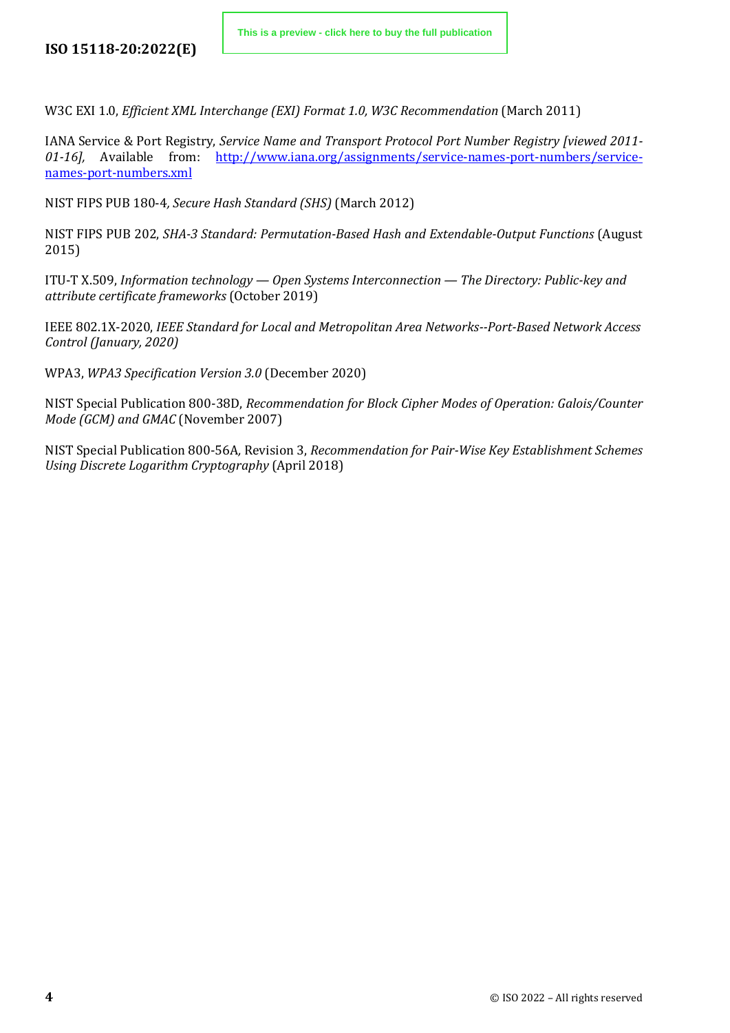W3C EXI 1.0, *Efficient XML Interchange (EXI) Format 1.0, W3C Recommendation* (March 2011)

IANA Service & Port Registry, *Service Name and Transport Protocol Port Number Registry [viewed 2011-01-16],* Available from: [http://www.iana.org/assignments/service-names-port-numbers/service-names-port-numbers.xml](http://www.iana.org/assignments/service-names-port-numbers/service-names-port-numbers.xml)

NIST FIPS PUB 180-4, *Secure Hash Standard (SHS)* (March 2012)

NIST FIPS PUB 202, *SHA-3 Standard: Permutation-Based Hash and Extendable-Output Functions* (August 2015)

ITU-T X.509, *Information technology — Open Systems Interconnection — The Directory: Public-key and attribute certificate frameworks* (October 2019)

IEEE 802.1X-2020, *IEEE Standard for Local and Metropolitan Area Networks--Port-Based Network Access Control (January, 2020)*

WPA3, *WPA3 Specification Version 3.0* (December 2020)

NIST Special Publication 800-38D, *Recommendation for Block Cipher Modes of Operation: Galois/Counter Mode (GCM) and GMAC* (November 2007)

NIST Special Publication 800-56A, Revision 3, *Recommendation for Pair-Wise Key Establishment Schemes Using Discrete Logarithm Cryptography* (April 2018)